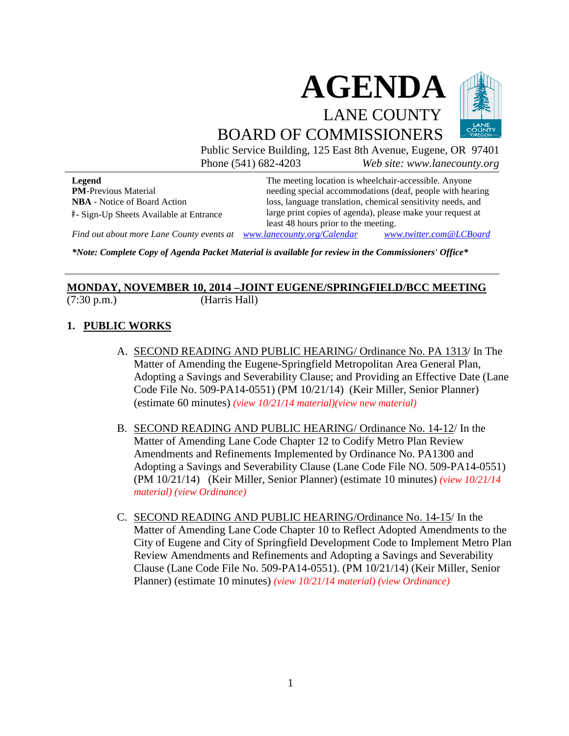# AGENDA

## LANE COUNTY BOARD OF COMMISSIONERS

Public Service Building, 125 East 8th Avenue, Eugene, OR 97401
Phone (541) 682-4203 *Web site: www.lanecounty.org*

**Legend**
**PM**-Previous Material
**NBA** - Notice of Board Action
#- Sign-Up Sheets Available at Entrance

The meeting location is wheelchair-accessible. Anyone needing special accommodations (deaf, people with hearing loss, language translation, chemical sensitivity needs, and large print copies of agenda), please make your request at least 48 hours prior to the meeting.

*Find out about more Lane County events at* *www.lanecounty.org/Calendar* *www.twitter.com@LCBoard*

***Note: Complete Copy of Agenda Packet Material is available for review in the Commissioners' Office***

**MONDAY, NOVEMBER 10, 2014 –JOINT EUGENE/SPRINGFIELD/BCC MEETING**
(7:30 p.m.) (Harris Hall)

## 1. PUBLIC WORKS

A. SECOND READING AND PUBLIC HEARING/ Ordinance No. PA 1313/ In The Matter of Amending the Eugene-Springfield Metropolitan Area General Plan, Adopting a Savings and Severability Clause; and Providing an Effective Date (Lane Code File No. 509-PA14-0551) (PM 10/21/14) (Keir Miller, Senior Planner) (estimate 60 minutes) *(view 10/21/14 material)(view new material)*

B. SECOND READING AND PUBLIC HEARING/ Ordinance No. 14-12/ In the Matter of Amending Lane Code Chapter 12 to Codify Metro Plan Review Amendments and Refinements Implemented by Ordinance No. PA1300 and Adopting a Savings and Severability Clause (Lane Code File NO. 509-PA14-0551) (PM 10/21/14) (Keir Miller, Senior Planner) (estimate 10 minutes) *(view 10/21/14 material) (view Ordinance)*

C. SECOND READING AND PUBLIC HEARING/Ordinance No. 14-15/ In the Matter of Amending Lane Code Chapter 10 to Reflect Adopted Amendments to the City of Eugene and City of Springfield Development Code to Implement Metro Plan Review Amendments and Refinements and Adopting a Savings and Severability Clause (Lane Code File No. 509-PA14-0551). (PM 10/21/14) (Keir Miller, Senior Planner) (estimate 10 minutes) *(view 10/21/14 material) (view Ordinance)*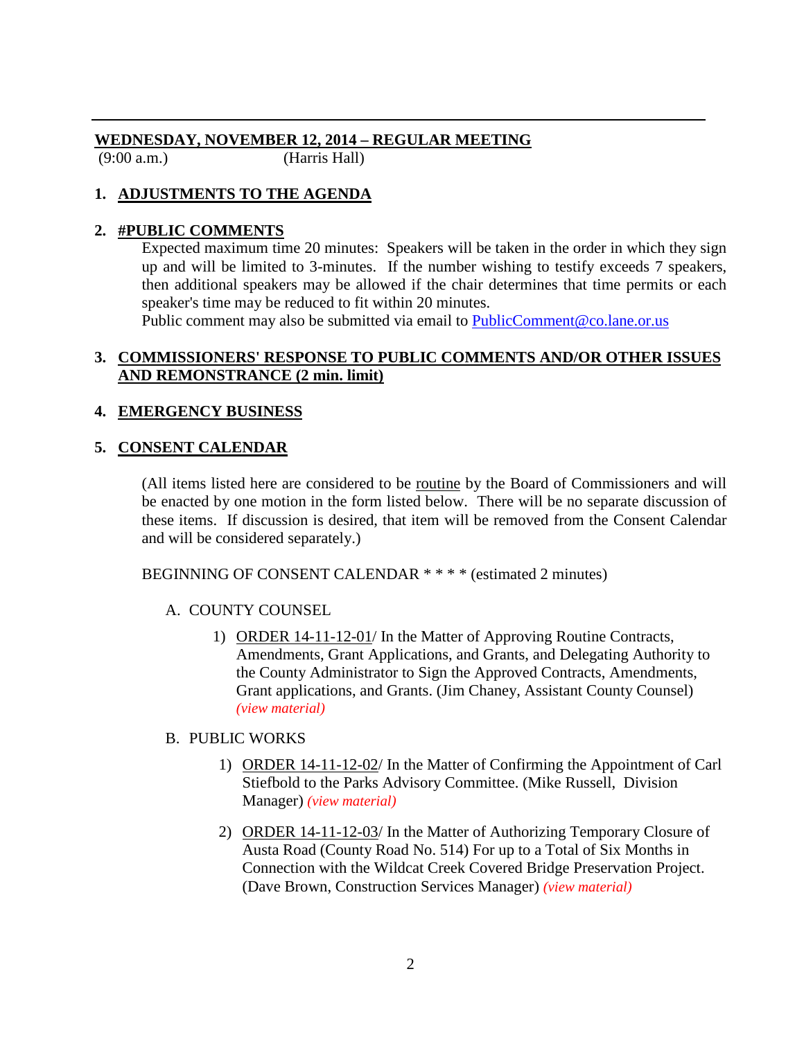**WEDNESDAY, NOVEMBER 12, 2014 – REGULAR MEETING**
(9:00 a.m.) (Harris Hall)

1. **ADJUSTMENTS TO THE AGENDA**

2. **#PUBLIC COMMENTS**
   Expected maximum time 20 minutes: Speakers will be taken in the order in which they sign up and will be limited to 3-minutes. If the number wishing to testify exceeds 7 speakers, then additional speakers may be allowed if the chair determines that time permits or each speaker's time may be reduced to fit within 20 minutes.
   Public comment may also be submitted via email to PublicComment@co.lane.or.us

3. **COMMISSIONERS' RESPONSE TO PUBLIC COMMENTS AND/OR OTHER ISSUES AND REMONSTRANCE (2 min. limit)**

4. **EMERGENCY BUSINESS**

5. **CONSENT CALENDAR**

   (All items listed here are considered to be routine by the Board of Commissioners and will be enacted by one motion in the form listed below. There will be no separate discussion of these items. If discussion is desired, that item will be removed from the Consent Calendar and will be considered separately.)

   BEGINNING OF CONSENT CALENDAR * * * * (estimated 2 minutes)

   A. COUNTY COUNSEL

      1) ORDER 14-11-12-01/ In the Matter of Approving Routine Contracts, Amendments, Grant Applications, and Grants, and Delegating Authority to the County Administrator to Sign the Approved Contracts, Amendments, Grant applications, and Grants. (Jim Chaney, Assistant County Counsel) *(view material)*

   B. PUBLIC WORKS

      1) ORDER 14-11-12-02/ In the Matter of Confirming the Appointment of Carl Stiefbold to the Parks Advisory Committee. (Mike Russell, Division Manager) *(view material)*

      2) ORDER 14-11-12-03/ In the Matter of Authorizing Temporary Closure of Austa Road (County Road No. 514) For up to a Total of Six Months in Connection with the Wildcat Creek Covered Bridge Preservation Project. (Dave Brown, Construction Services Manager) *(view material)*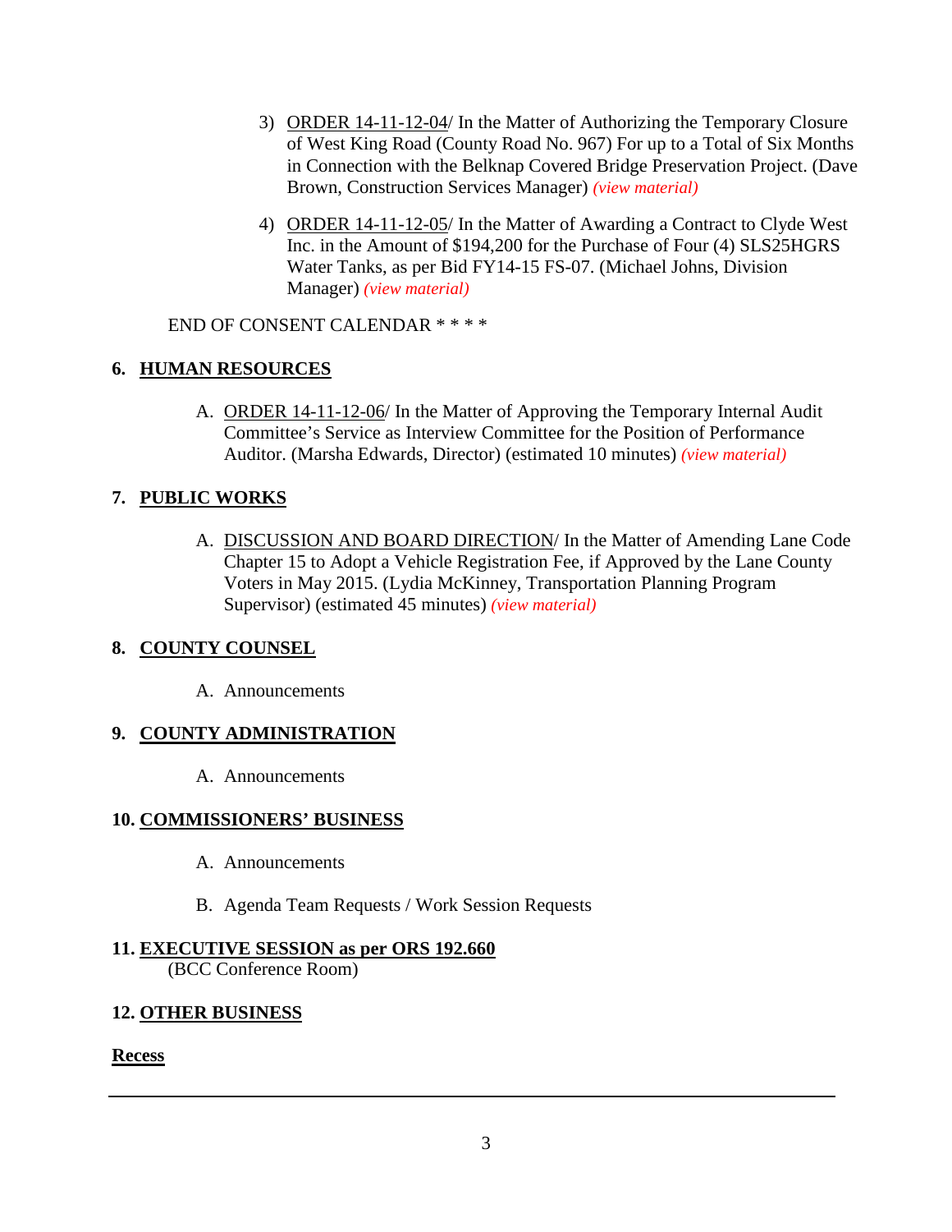3) ORDER 14-11-12-04/ In the Matter of Authorizing the Temporary Closure of West King Road (County Road No. 967) For up to a Total of Six Months in Connection with the Belknap Covered Bridge Preservation Project. (Dave Brown, Construction Services Manager) *(view material)*

4) ORDER 14-11-12-05/ In the Matter of Awarding a Contract to Clyde West Inc. in the Amount of $194,200 for the Purchase of Four (4) SLS25HGRS Water Tanks, as per Bid FY14-15 FS-07. (Michael Johns, Division Manager) *(view material)*

END OF CONSENT CALENDAR * * * *

## 6. HUMAN RESOURCES

A. ORDER 14-11-12-06/ In the Matter of Approving the Temporary Internal Audit Committee's Service as Interview Committee for the Position of Performance Auditor. (Marsha Edwards, Director) (estimated 10 minutes) *(view material)*

## 7. PUBLIC WORKS

A. DISCUSSION AND BOARD DIRECTION/ In the Matter of Amending Lane Code Chapter 15 to Adopt a Vehicle Registration Fee, if Approved by the Lane County Voters in May 2015. (Lydia McKinney, Transportation Planning Program Supervisor) (estimated 45 minutes) *(view material)*

## 8. COUNTY COUNSEL

A. Announcements

## 9. COUNTY ADMINISTRATION

A. Announcements

## 10. COMMISSIONERS' BUSINESS

A. Announcements

B. Agenda Team Requests / Work Session Requests

## 11. EXECUTIVE SESSION as per ORS 192.660

(BCC Conference Room)

## 12. OTHER BUSINESS

**Recess**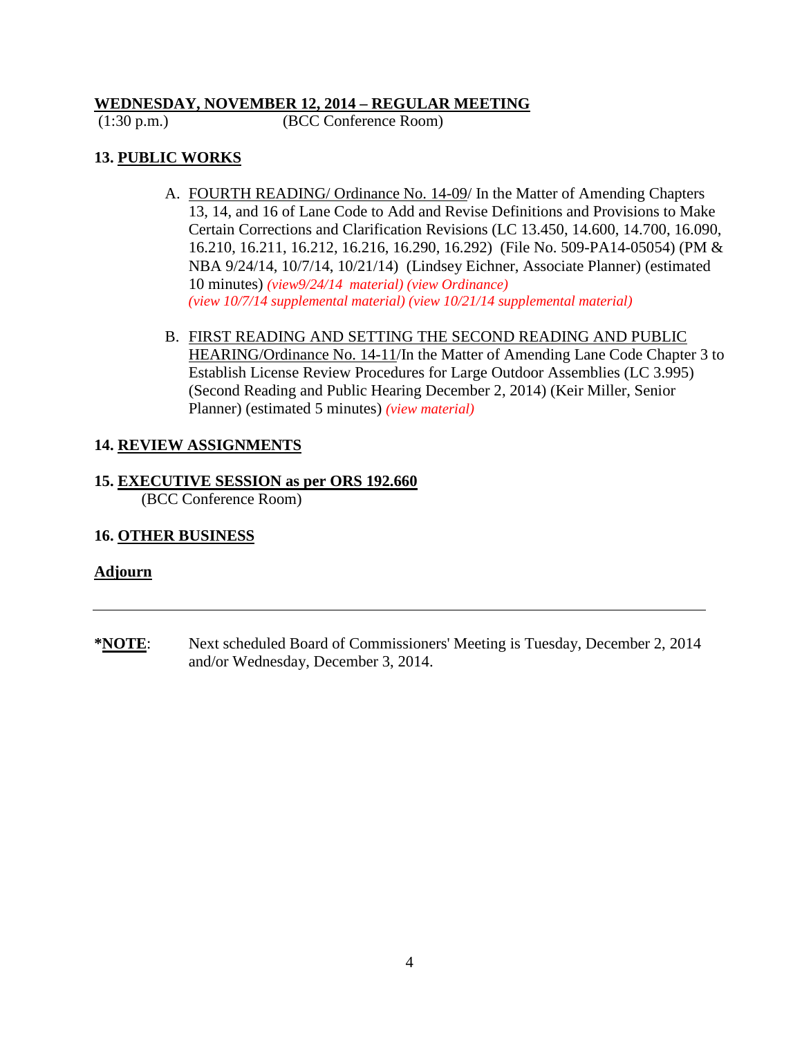## WEDNESDAY, NOVEMBER 12, 2014 – REGULAR MEETING

(1:30 p.m.) (BCC Conference Room)

### 13. PUBLIC WORKS

A. FOURTH READING/ Ordinance No. 14-09/ In the Matter of Amending Chapters 13, 14, and 16 of Lane Code to Add and Revise Definitions and Provisions to Make Certain Corrections and Clarification Revisions (LC 13.450, 14.600, 14.700, 16.090, 16.210, 16.211, 16.212, 16.216, 16.290, 16.292) (File No. 509-PA14-05054) (PM & NBA 9/24/14, 10/7/14, 10/21/14) (Lindsey Eichner, Associate Planner) (estimated 10 minutes) *(view9/24/14 material) (view Ordinance) (view 10/7/14 supplemental material) (view 10/21/14 supplemental material)*

B. FIRST READING AND SETTING THE SECOND READING AND PUBLIC HEARING/Ordinance No. 14-11/In the Matter of Amending Lane Code Chapter 3 to Establish License Review Procedures for Large Outdoor Assemblies (LC 3.995) (Second Reading and Public Hearing December 2, 2014) (Keir Miller, Senior Planner) (estimated 5 minutes) *(view material)*

### 14. REVIEW ASSIGNMENTS

### 15. EXECUTIVE SESSION as per ORS 192.660

(BCC Conference Room)

### 16. OTHER BUSINESS

### Adjourn

---

***NOTE**: Next scheduled Board of Commissioners' Meeting is Tuesday, December 2, 2014 and/or Wednesday, December 3, 2014.